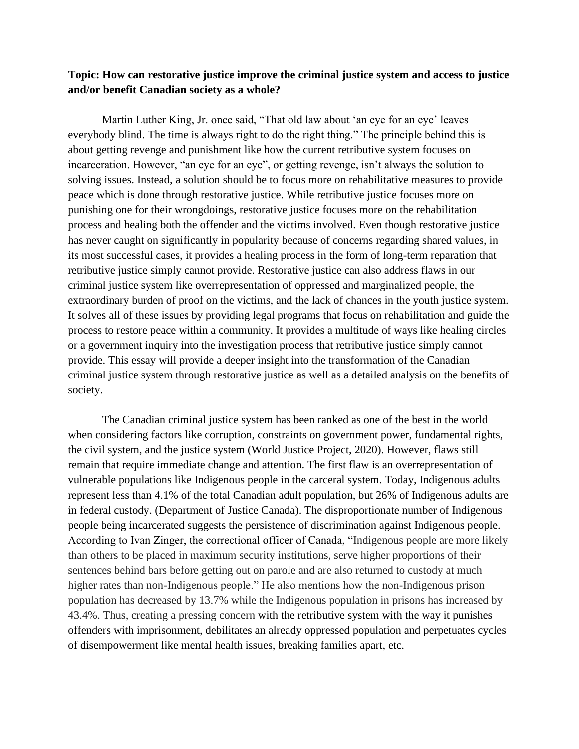**Topic: How can restorative justice improve the criminal justice system and access to justice and/or benefit Canadian society as a whole?**

Martin Luther King, Jr. once said, "That old law about 'an eye for an eye' leaves everybody blind. The time is always right to do the right thing." The principle behind this is about getting revenge and punishment like how the current retributive system focuses on incarceration. However, "an eye for an eye", or getting revenge, isn't always the solution to solving issues. Instead, a solution should be to focus more on rehabilitative measures to provide peace which is done through restorative justice. While retributive justice focuses more on punishing one for their wrongdoings, restorative justice focuses more on the rehabilitation process and healing both the offender and the victims involved. Even though restorative justice has never caught on significantly in popularity because of concerns regarding shared values, in its most successful cases, it provides a healing process in the form of long-term reparation that retributive justice simply cannot provide. Restorative justice can also address flaws in our criminal justice system like overrepresentation of oppressed and marginalized people, the extraordinary burden of proof on the victims, and the lack of chances in the youth justice system. It solves all of these issues by providing legal programs that focus on rehabilitation and guide the process to restore peace within a community. It provides a multitude of ways like healing circles or a government inquiry into the investigation process that retributive justice simply cannot provide. This essay will provide a deeper insight into the transformation of the Canadian criminal justice system through restorative justice as well as a detailed analysis on the benefits of society.

The Canadian criminal justice system has been ranked as one of the best in the world when considering factors like corruption, constraints on government power, fundamental rights, the civil system, and the justice system (World Justice Project, 2020). However, flaws still remain that require immediate change and attention. The first flaw is an overrepresentation of vulnerable populations like Indigenous people in the carceral system. Today, Indigenous adults represent less than 4.1% of the total Canadian adult population, but 26% of Indigenous adults are in federal custody. (Department of Justice Canada). The disproportionate number of Indigenous people being incarcerated suggests the persistence of discrimination against Indigenous people. According to Ivan Zinger, the correctional officer of Canada, "Indigenous people are more likely than others to be placed in maximum security institutions, serve higher proportions of their sentences behind bars before getting out on parole and are also returned to custody at much higher rates than non-Indigenous people." He also mentions how the non-Indigenous prison population has decreased by 13.7% while the Indigenous population in prisons has increased by 43.4%. Thus, creating a pressing concern with the retributive system with the way it punishes offenders with imprisonment, debilitates an already oppressed population and perpetuates cycles of disempowerment like mental health issues, breaking families apart, etc.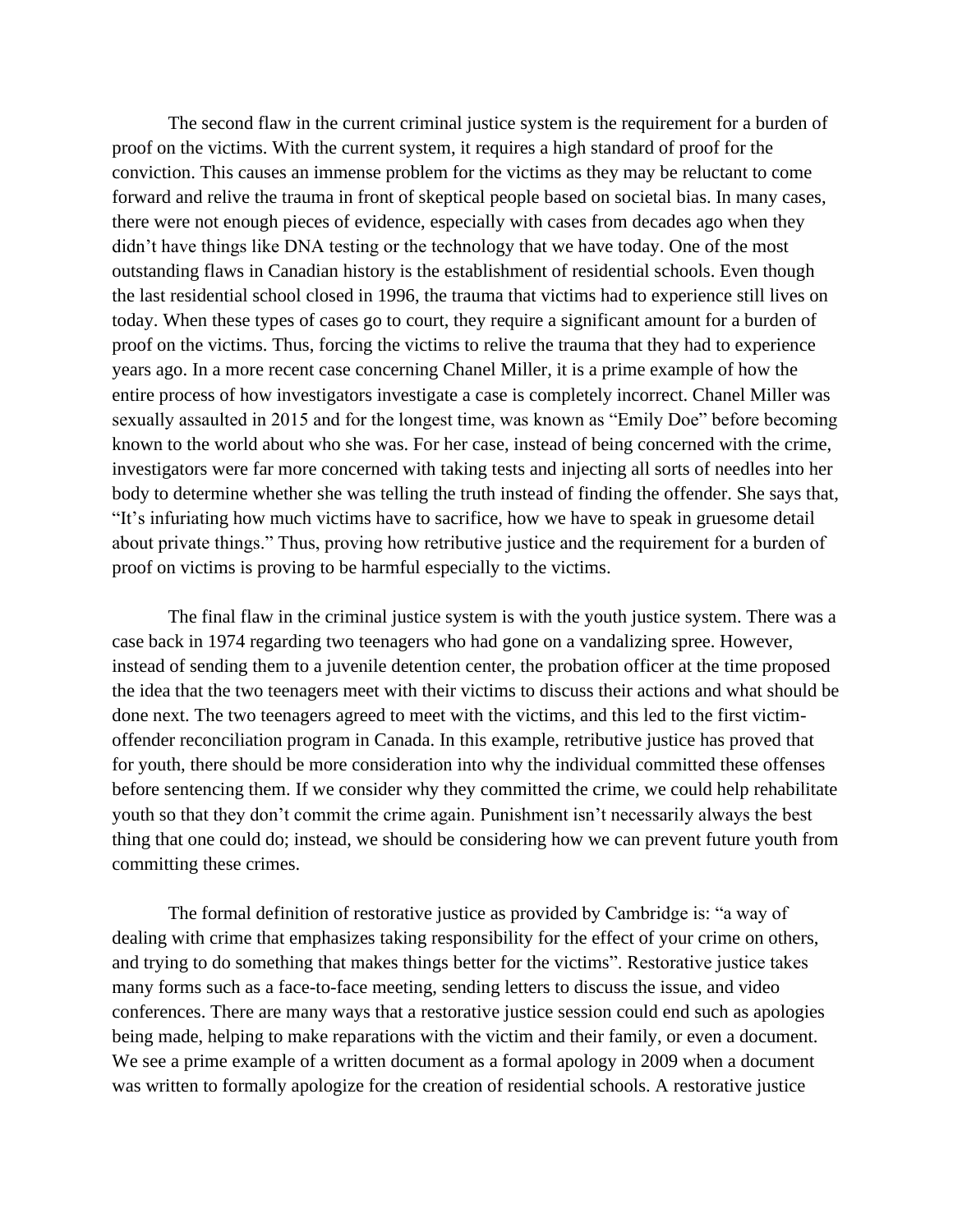The second flaw in the current criminal justice system is the requirement for a burden of proof on the victims. With the current system, it requires a high standard of proof for the conviction. This causes an immense problem for the victims as they may be reluctant to come forward and relive the trauma in front of skeptical people based on societal bias. In many cases, there were not enough pieces of evidence, especially with cases from decades ago when they didn't have things like DNA testing or the technology that we have today. One of the most outstanding flaws in Canadian history is the establishment of residential schools. Even though the last residential school closed in 1996, the trauma that victims had to experience still lives on today. When these types of cases go to court, they require a significant amount for a burden of proof on the victims. Thus, forcing the victims to relive the trauma that they had to experience years ago. In a more recent case concerning Chanel Miller, it is a prime example of how the entire process of how investigators investigate a case is completely incorrect. Chanel Miller was sexually assaulted in 2015 and for the longest time, was known as "Emily Doe" before becoming known to the world about who she was. For her case, instead of being concerned with the crime, investigators were far more concerned with taking tests and injecting all sorts of needles into her body to determine whether she was telling the truth instead of finding the offender. She says that, "It's infuriating how much victims have to sacrifice, how we have to speak in gruesome detail about private things." Thus, proving how retributive justice and the requirement for a burden of proof on victims is proving to be harmful especially to the victims.

The final flaw in the criminal justice system is with the youth justice system. There was a case back in 1974 regarding two teenagers who had gone on a vandalizing spree. However, instead of sending them to a juvenile detention center, the probation officer at the time proposed the idea that the two teenagers meet with their victims to discuss their actions and what should be done next. The two teenagers agreed to meet with the victims, and this led to the first victim-offender reconciliation program in Canada. In this example, retributive justice has proved that for youth, there should be more consideration into why the individual committed these offenses before sentencing them. If we consider why they committed the crime, we could help rehabilitate youth so that they don't commit the crime again. Punishment isn't necessarily always the best thing that one could do; instead, we should be considering how we can prevent future youth from committing these crimes.

The formal definition of restorative justice as provided by Cambridge is: "a way of dealing with crime that emphasizes taking responsibility for the effect of your crime on others, and trying to do something that makes things better for the victims". Restorative justice takes many forms such as a face-to-face meeting, sending letters to discuss the issue, and video conferences. There are many ways that a restorative justice session could end such as apologies being made, helping to make reparations with the victim and their family, or even a document. We see a prime example of a written document as a formal apology in 2009 when a document was written to formally apologize for the creation of residential schools. A restorative justice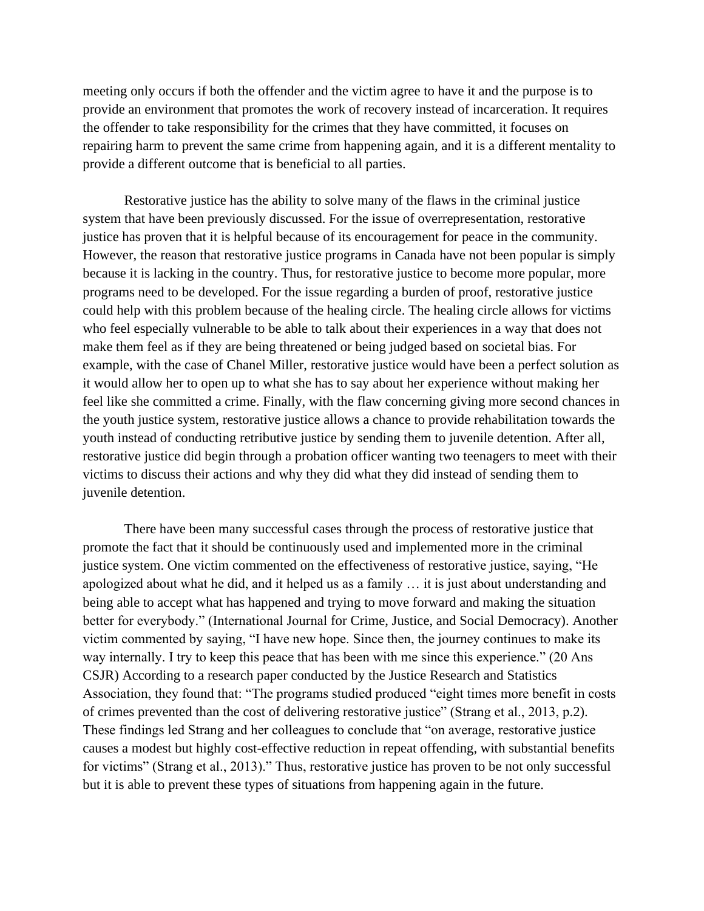meeting only occurs if both the offender and the victim agree to have it and the purpose is to provide an environment that promotes the work of recovery instead of incarceration. It requires the offender to take responsibility for the crimes that they have committed, it focuses on repairing harm to prevent the same crime from happening again, and it is a different mentality to provide a different outcome that is beneficial to all parties.

Restorative justice has the ability to solve many of the flaws in the criminal justice system that have been previously discussed. For the issue of overrepresentation, restorative justice has proven that it is helpful because of its encouragement for peace in the community. However, the reason that restorative justice programs in Canada have not been popular is simply because it is lacking in the country. Thus, for restorative justice to become more popular, more programs need to be developed. For the issue regarding a burden of proof, restorative justice could help with this problem because of the healing circle. The healing circle allows for victims who feel especially vulnerable to be able to talk about their experiences in a way that does not make them feel as if they are being threatened or being judged based on societal bias. For example, with the case of Chanel Miller, restorative justice would have been a perfect solution as it would allow her to open up to what she has to say about her experience without making her feel like she committed a crime. Finally, with the flaw concerning giving more second chances in the youth justice system, restorative justice allows a chance to provide rehabilitation towards the youth instead of conducting retributive justice by sending them to juvenile detention. After all, restorative justice did begin through a probation officer wanting two teenagers to meet with their victims to discuss their actions and why they did what they did instead of sending them to juvenile detention.

There have been many successful cases through the process of restorative justice that promote the fact that it should be continuously used and implemented more in the criminal justice system. One victim commented on the effectiveness of restorative justice, saying, "He apologized about what he did, and it helped us as a family … it is just about understanding and being able to accept what has happened and trying to move forward and making the situation better for everybody." (International Journal for Crime, Justice, and Social Democracy). Another victim commented by saying, "I have new hope. Since then, the journey continues to make its way internally. I try to keep this peace that has been with me since this experience." (20 Ans CSJR) According to a research paper conducted by the Justice Research and Statistics Association, they found that: "The programs studied produced "eight times more benefit in costs of crimes prevented than the cost of delivering restorative justice" (Strang et al., 2013, p.2). These findings led Strang and her colleagues to conclude that "on average, restorative justice causes a modest but highly cost-effective reduction in repeat offending, with substantial benefits for victims" (Strang et al., 2013)." Thus, restorative justice has proven to be not only successful but it is able to prevent these types of situations from happening again in the future.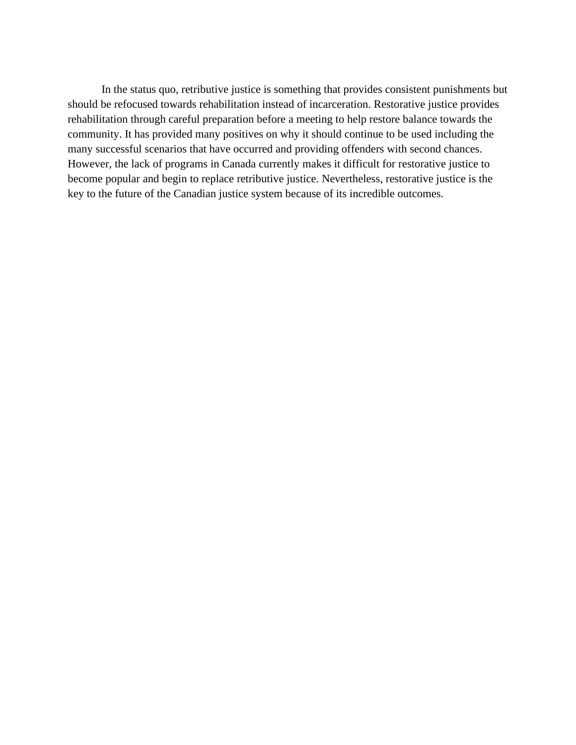In the status quo, retributive justice is something that provides consistent punishments but should be refocused towards rehabilitation instead of incarceration. Restorative justice provides rehabilitation through careful preparation before a meeting to help restore balance towards the community. It has provided many positives on why it should continue to be used including the many successful scenarios that have occurred and providing offenders with second chances. However, the lack of programs in Canada currently makes it difficult for restorative justice to become popular and begin to replace retributive justice. Nevertheless, restorative justice is the key to the future of the Canadian justice system because of its incredible outcomes.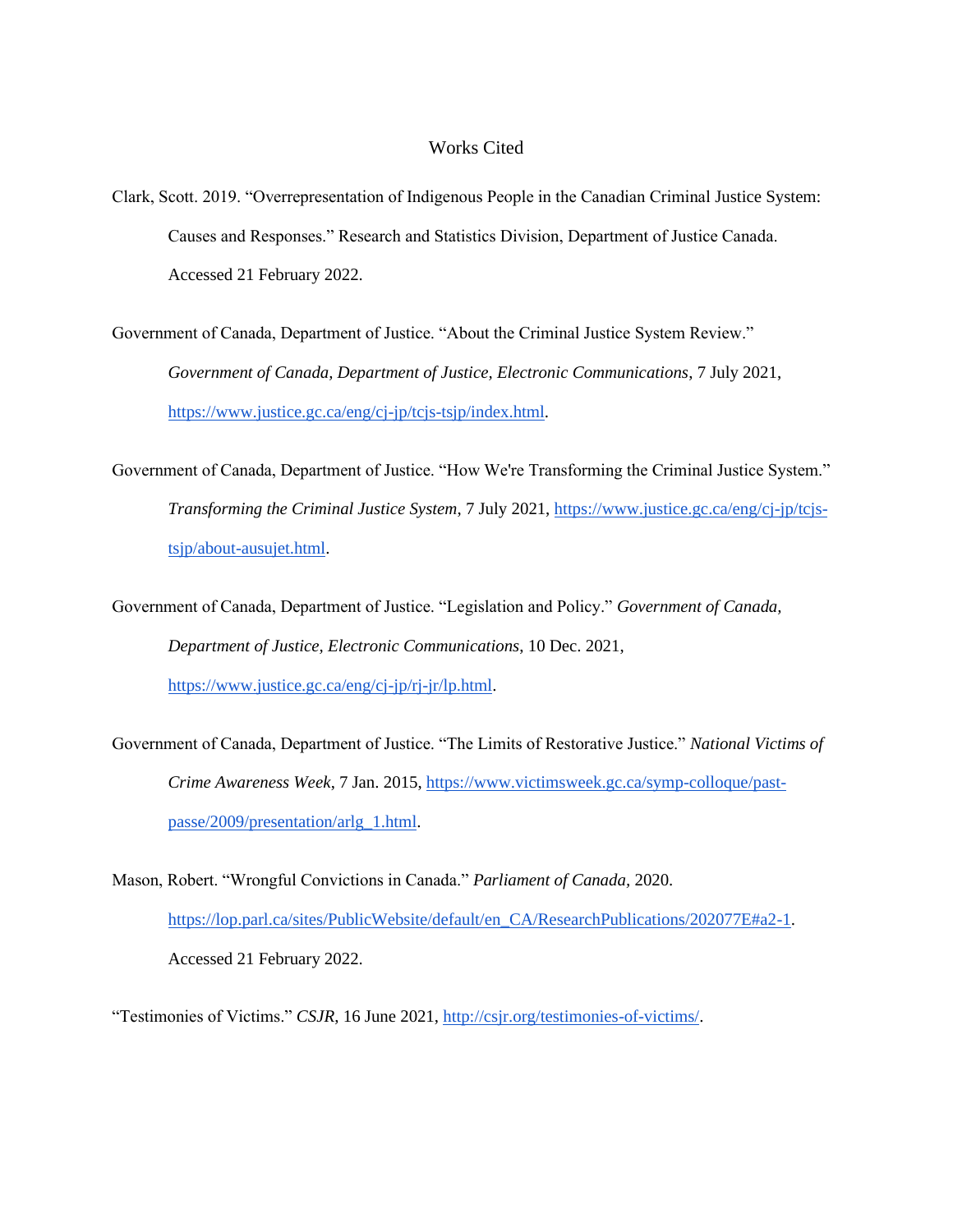# Works Cited

Clark, Scott. 2019. "Overrepresentation of Indigenous People in the Canadian Criminal Justice System: Causes and Responses." Research and Statistics Division, Department of Justice Canada. Accessed 21 February 2022.

Government of Canada, Department of Justice. "About the Criminal Justice System Review." *Government of Canada, Department of Justice, Electronic Communications*, 7 July 2021, https://www.justice.gc.ca/eng/cj-jp/tcjs-tsjp/index.html.

Government of Canada, Department of Justice. "How We're Transforming the Criminal Justice System." *Transforming the Criminal Justice System*, 7 July 2021, https://www.justice.gc.ca/eng/cj-jp/tcjs-tsjp/about-ausujet.html.

Government of Canada, Department of Justice. "Legislation and Policy." *Government of Canada, Department of Justice, Electronic Communications*, 10 Dec. 2021, https://www.justice.gc.ca/eng/cj-jp/rj-jr/lp.html.

Government of Canada, Department of Justice. "The Limits of Restorative Justice." *National Victims of Crime Awareness Week*, 7 Jan. 2015, https://www.victimsweek.gc.ca/symp-colloque/past-passe/2009/presentation/arlg_1.html.

Mason, Robert. "Wrongful Convictions in Canada." *Parliament of Canada,* 2020. https://lop.parl.ca/sites/PublicWebsite/default/en_CA/ResearchPublications/202077E#a2-1. Accessed 21 February 2022.

"Testimonies of Victims." *CSJR*, 16 June 2021, http://csjr.org/testimonies-of-victims/.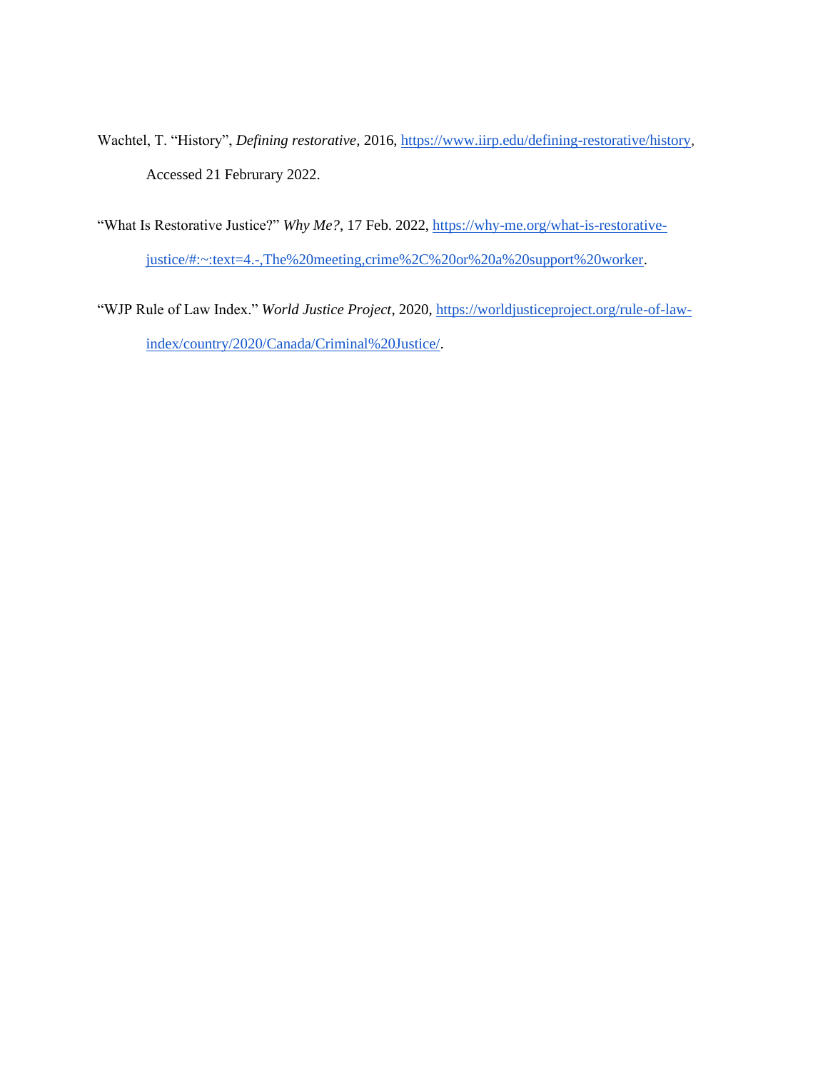Wachtel, T. "History", *Defining restorative*, 2016, https://www.iirp.edu/defining-restorative/history, Accessed 21 Februrary 2022.

"What Is Restorative Justice?" *Why Me?*, 17 Feb. 2022, https://why-me.org/what-is-restorative-justice/#:~:text=4.-,The%20meeting,crime%2C%20or%20a%20support%20worker.

"WJP Rule of Law Index." *World Justice Project*, 2020, https://worldjusticeproject.org/rule-of-law-index/country/2020/Canada/Criminal%20Justice/.